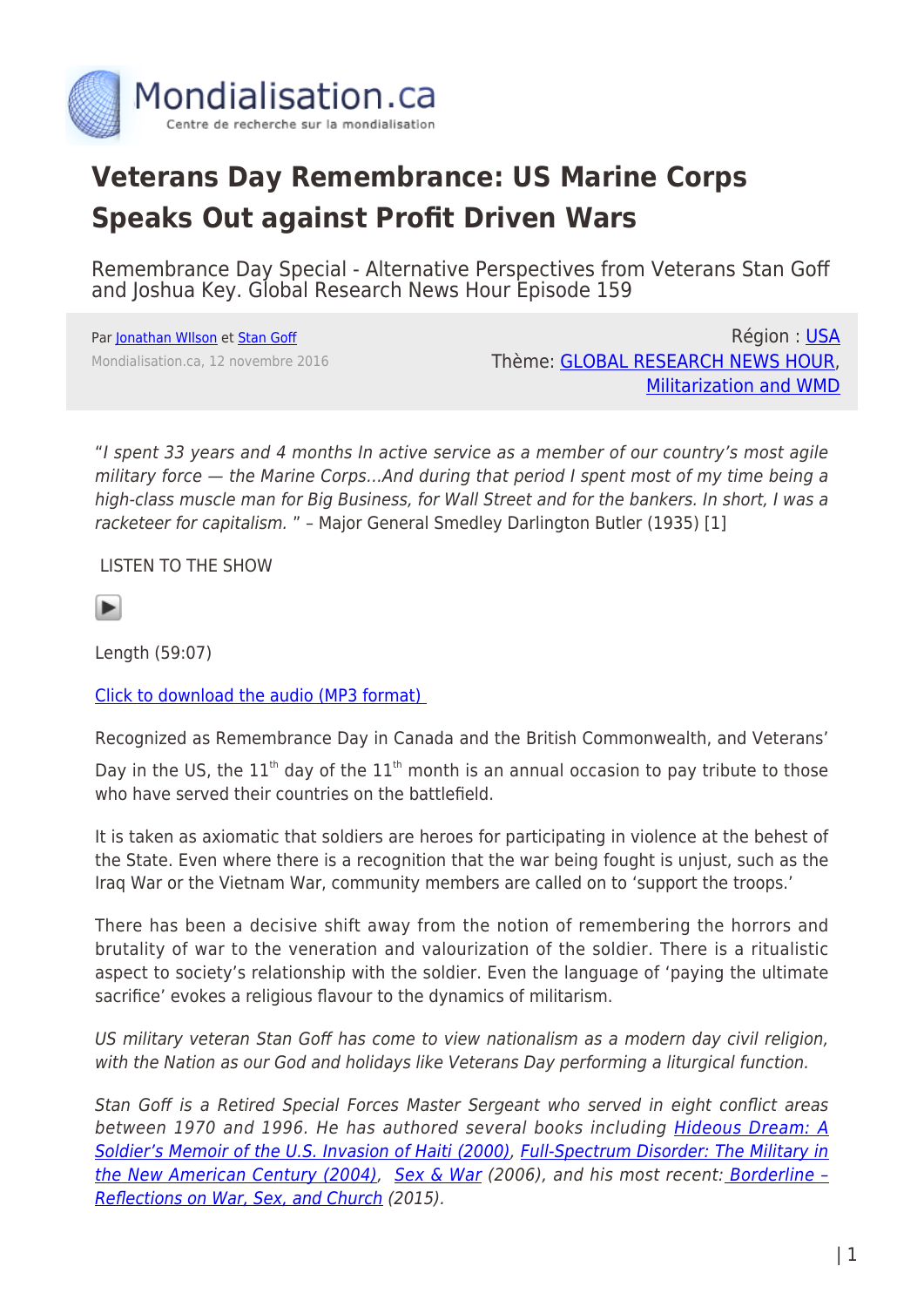# Veterans Day Remembrance: US Marine Corps Speaks Out against Profit Driven Wars

Remembrance Day Special - Alternative Perspectives from Veterans Stan Goff and Joshua Key. Global Research News Hour Episode 159

Par Jonathan WIlson et Stan Goff

Mondialisation.ca, 12 novembre 2016

Région : USA

Thème: GLOBAL RESEARCH NEWS HOUR, Militarization and WMD

"*I spent 33 years and 4 months In active service as a member of our country's most agile military force — the Marine Corps…And during that period I spent most of my time being a high-class muscle man for Big Business, for Wall Street and for the bankers. In short, I was a racketeer for capitalism.* " – Major General Smedley Darlington Butler (1935) [1]

LISTEN TO THE SHOW

Length (59:07)

Click to download the audio (MP3 format)

Recognized as Remembrance Day in Canada and the British Commonwealth, and Veterans' Day in the US, the 11th day of the 11th month is an annual occasion to pay tribute to those who have served their countries on the battlefield.

It is taken as axiomatic that soldiers are heroes for participating in violence at the behest of the State. Even where there is a recognition that the war being fought is unjust, such as the Iraq War or the Vietnam War, community members are called on to 'support the troops.'

There has been a decisive shift away from the notion of remembering the horrors and brutality of war to the veneration and valourization of the soldier. There is a ritualistic aspect to society's relationship with the soldier. Even the language of 'paying the ultimate sacrifice' evokes a religious flavour to the dynamics of militarism.

*US military veteran Stan Goff has come to view nationalism as a modern day civil religion, with the Nation as our God and holidays like Veterans Day performing a liturgical function.*

*Stan Goff is a Retired Special Forces Master Sergeant who served in eight conflict areas between 1970 and 1996. He has authored several books including Hideous Dream: A Soldier's Memoir of the U.S. Invasion of Haiti (2000), Full-Spectrum Disorder: The Military in the New American Century (2004), Sex & War (2006), and his most recent: Borderline – Reflections on War, Sex, and Church (2015).*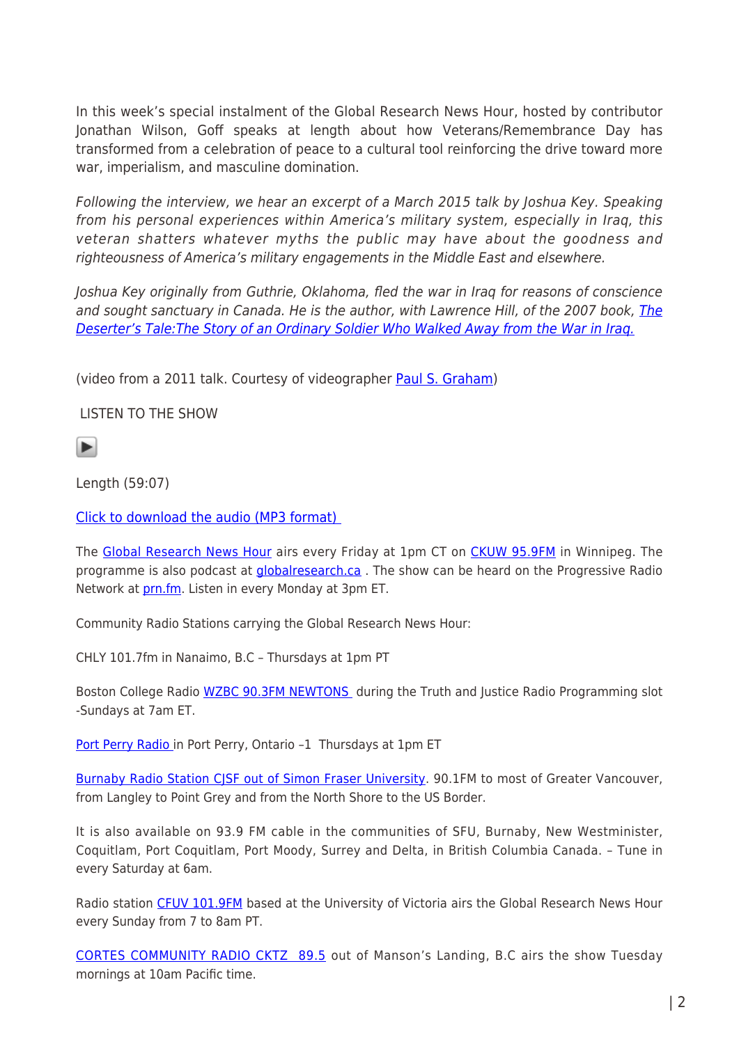In this week's special instalment of the Global Research News Hour, hosted by contributor Jonathan Wilson, Goff speaks at length about how Veterans/Remembrance Day has transformed from a celebration of peace to a cultural tool reinforcing the drive toward more war, imperialism, and masculine domination.

*Following the interview, we hear an excerpt of a March 2015 talk by Joshua Key. Speaking from his personal experiences within America's military system, especially in Iraq, this veteran shatters whatever myths the public may have about the goodness and righteousness of America's military engagements in the Middle East and elsewhere.*

*Joshua Key originally from Guthrie, Oklahoma, fled the war in Iraq for reasons of conscience and sought sanctuary in Canada. He is the author, with Lawrence Hill, of the 2007 book, The Deserter's Tale:The Story of an Ordinary Soldier Who Walked Away from the War in Iraq.*

(video from a 2011 talk. Courtesy of videographer Paul S. Graham)

LISTEN TO THE SHOW

Length (59:07)

Click to download the audio (MP3 format)

The Global Research News Hour airs every Friday at 1pm CT on CKUW 95.9FM in Winnipeg. The programme is also podcast at globalresearch.ca . The show can be heard on the Progressive Radio Network at prn.fm. Listen in every Monday at 3pm ET.

Community Radio Stations carrying the Global Research News Hour:

CHLY 101.7fm in Nanaimo, B.C – Thursdays at 1pm PT

Boston College Radio WZBC 90.3FM NEWTONS during the Truth and Justice Radio Programming slot -Sundays at 7am ET.

Port Perry Radio in Port Perry, Ontario –1 Thursdays at 1pm ET

Burnaby Radio Station CJSF out of Simon Fraser University. 90.1FM to most of Greater Vancouver, from Langley to Point Grey and from the North Shore to the US Border.

It is also available on 93.9 FM cable in the communities of SFU, Burnaby, New Westminister, Coquitlam, Port Coquitlam, Port Moody, Surrey and Delta, in British Columbia Canada. – Tune in every Saturday at 6am.

Radio station CFUV 101.9FM based at the University of Victoria airs the Global Research News Hour every Sunday from 7 to 8am PT.

CORTES COMMUNITY RADIO CKTZ 89.5 out of Manson's Landing, B.C airs the show Tuesday mornings at 10am Pacific time.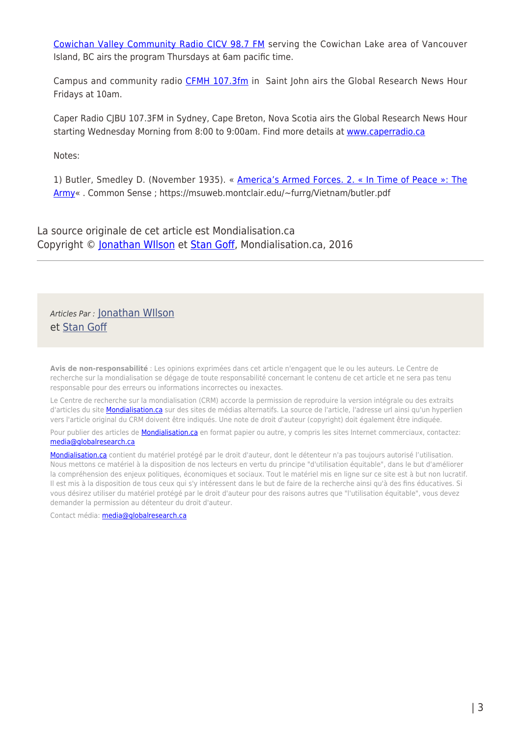Cowichan Valley Community Radio CICV 98.7 FM serving the Cowichan Lake area of Vancouver Island, BC airs the program Thursdays at 6am pacific time.

Campus and community radio CFMH 107.3fm in Saint John airs the Global Research News Hour Fridays at 10am.

Caper Radio CJBU 107.3FM in Sydney, Cape Breton, Nova Scotia airs the Global Research News Hour starting Wednesday Morning from 8:00 to 9:00am. Find more details at www.caperradio.ca

Notes:

1) Butler, Smedley D. (November 1935). « America's Armed Forces. 2. « In Time of Peace »: The Army« . Common Sense ; https://msuweb.montclair.edu/~furrg/Vietnam/butler.pdf

La source originale de cet article est Mondialisation.ca
Copyright © Jonathan WIlson et Stan Goff, Mondialisation.ca, 2016

---

*Articles Par :* Jonathan WIlson
et Stan Goff

**Avis de non-responsabilité** : Les opinions exprimées dans cet article n'engagent que le ou les auteurs. Le Centre de recherche sur la mondialisation se dégage de toute responsabilité concernant le contenu de cet article et ne sera pas tenu responsable pour des erreurs ou informations incorrectes ou inexactes.

Le Centre de recherche sur la mondialisation (CRM) accorde la permission de reproduire la version intégrale ou des extraits d'articles du site Mondialisation.ca sur des sites de médias alternatifs. La source de l'article, l'adresse url ainsi qu'un hyperlien vers l'article original du CRM doivent être indiqués. Une note de droit d'auteur (copyright) doit également être indiquée.

Pour publier des articles de Mondialisation.ca en format papier ou autre, y compris les sites Internet commerciaux, contactez: media@globalresearch.ca

Mondialisation.ca contient du matériel protégé par le droit d'auteur, dont le détenteur n'a pas toujours autorisé l'utilisation. Nous mettons ce matériel à la disposition de nos lecteurs en vertu du principe "d'utilisation équitable", dans le but d'améliorer la compréhension des enjeux politiques, économiques et sociaux. Tout le matériel mis en ligne sur ce site est à but non lucratif. Il est mis à la disposition de tous ceux qui s'y intéressent dans le but de faire de la recherche ainsi qu'à des fins éducatives. Si vous désirez utiliser du matériel protégé par le droit d'auteur pour des raisons autres que "l'utilisation équitable", vous devez demander la permission au détenteur du droit d'auteur.

Contact média: media@globalresearch.ca